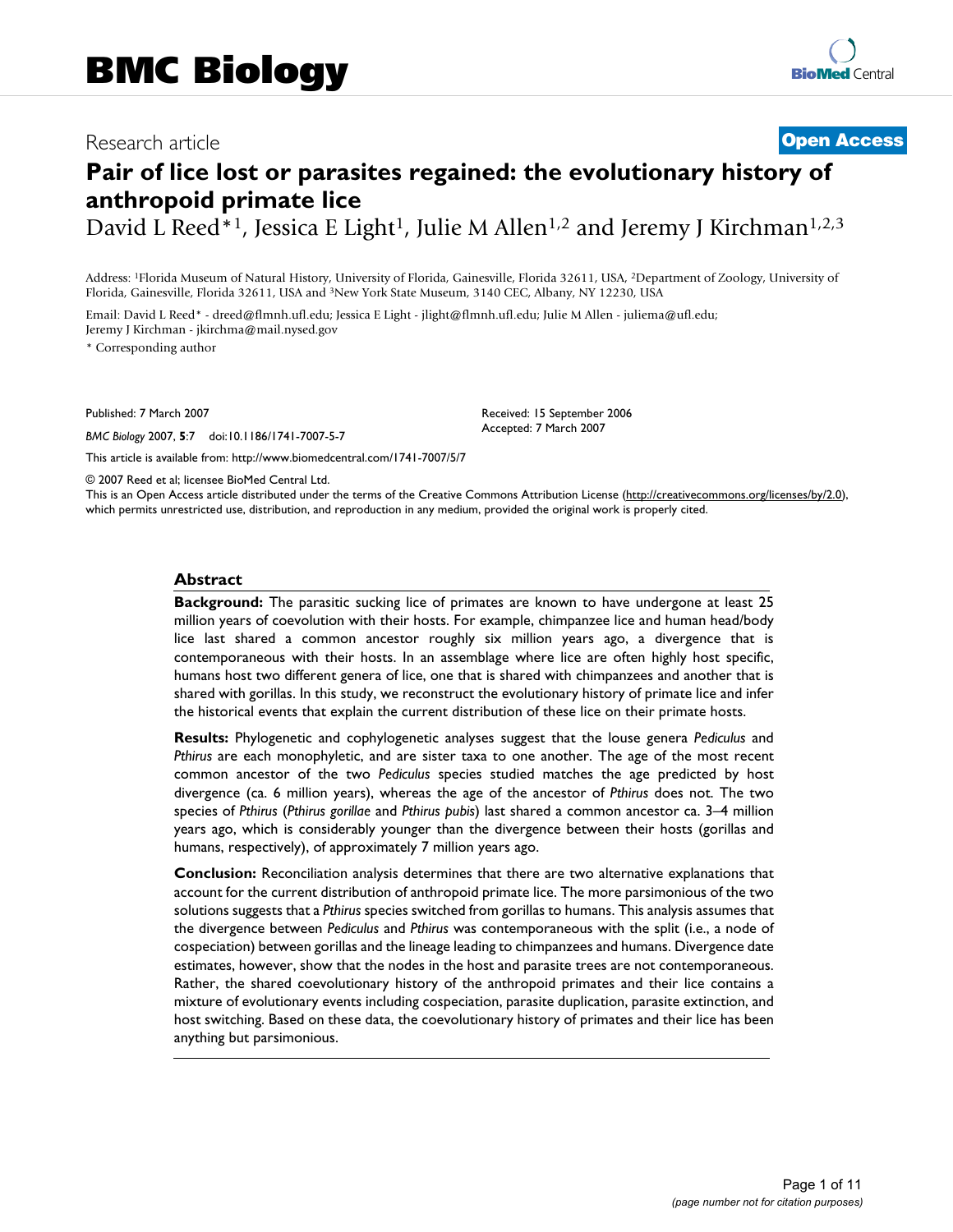# BMC Biology

Research article

**Open Access**

# Pair of lice lost or parasites regained: the evolutionary history of anthropoid primate lice

David L Reed*[1], Jessica E Light[1], Julie M Allen[1,2] and Jeremy J Kirchman[1,2,3]

Address: [1]Florida Museum of Natural History, University of Florida, Gainesville, Florida 32611, USA, [2]Department of Zoology, University of Florida, Gainesville, Florida 32611, USA and [3]New York State Museum, 3140 CEC, Albany, NY 12230, USA

Email: David L Reed* - dreed@flmnh.ufl.edu; Jessica E Light - jlight@flmnh.ufl.edu; Julie M Allen - juliema@ufl.edu; Jeremy J Kirchman - jkirchma@mail.nysed.gov

\* Corresponding author

Published: 7 March 2007

*BMC Biology* 2007, **5**:7 doi:10.1186/1741-7007-5-7

Received: 15 September 2006
Accepted: 7 March 2007

This article is available from: http://www.biomedcentral.com/1741-7007/5/7

© 2007 Reed et al; licensee BioMed Central Ltd.

This is an Open Access article distributed under the terms of the Creative Commons Attribution License (http://creativecommons.org/licenses/by/2.0), which permits unrestricted use, distribution, and reproduction in any medium, provided the original work is properly cited.

## Abstract

**Background:** The parasitic sucking lice of primates are known to have undergone at least 25 million years of coevolution with their hosts. For example, chimpanzee lice and human head/body lice last shared a common ancestor roughly six million years ago, a divergence that is contemporaneous with their hosts. In an assemblage where lice are often highly host specific, humans host two different genera of lice, one that is shared with chimpanzees and another that is shared with gorillas. In this study, we reconstruct the evolutionary history of primate lice and infer the historical events that explain the current distribution of these lice on their primate hosts.

**Results:** Phylogenetic and cophylogenetic analyses suggest that the louse genera *Pediculus* and *Pthirus* are each monophyletic, and are sister taxa to one another. The age of the most recent common ancestor of the two *Pediculus* species studied matches the age predicted by host divergence (ca. 6 million years), whereas the age of the ancestor of *Pthirus* does not. The two species of *Pthirus* (*Pthirus gorillae* and *Pthirus pubis*) last shared a common ancestor ca. 3–4 million years ago, which is considerably younger than the divergence between their hosts (gorillas and humans, respectively), of approximately 7 million years ago.

**Conclusion:** Reconciliation analysis determines that there are two alternative explanations that account for the current distribution of anthropoid primate lice. The more parsimonious of the two solutions suggests that a *Pthirus* species switched from gorillas to humans. This analysis assumes that the divergence between *Pediculus* and *Pthirus* was contemporaneous with the split (i.e., a node of cospeciation) between gorillas and the lineage leading to chimpanzees and humans. Divergence date estimates, however, show that the nodes in the host and parasite trees are not contemporaneous. Rather, the shared coevolutionary history of the anthropoid primates and their lice contains a mixture of evolutionary events including cospeciation, parasite duplication, parasite extinction, and host switching. Based on these data, the coevolutionary history of primates and their lice has been anything but parsimonious.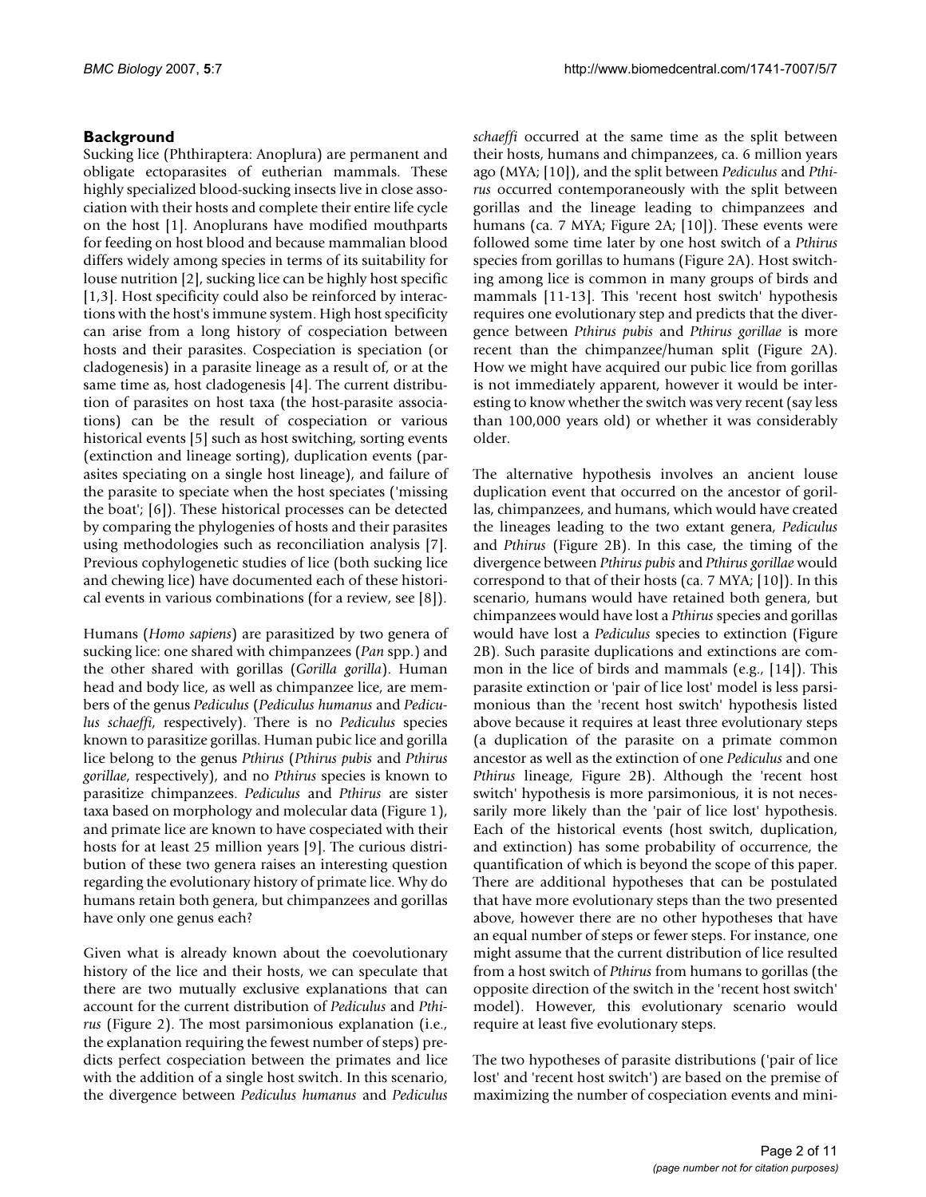## Background

Sucking lice (Phthiraptera: Anoplura) are permanent and obligate ectoparasites of eutherian mammals. These highly specialized blood-sucking insects live in close association with their hosts and complete their entire life cycle on the host [1]. Anoplurans have modified mouthparts for feeding on host blood and because mammalian blood differs widely among species in terms of its suitability for louse nutrition [2], sucking lice can be highly host specific [1,3]. Host specificity could also be reinforced by interactions with the host's immune system. High host specificity can arise from a long history of cospeciation between hosts and their parasites. Cospeciation is speciation (or cladogenesis) in a parasite lineage as a result of, or at the same time as, host cladogenesis [4]. The current distribution of parasites on host taxa (the host-parasite associations) can be the result of cospeciation or various historical events [5] such as host switching, sorting events (extinction and lineage sorting), duplication events (parasites speciating on a single host lineage), and failure of the parasite to speciate when the host speciates ('missing the boat'; [6]). These historical processes can be detected by comparing the phylogenies of hosts and their parasites using methodologies such as reconciliation analysis [7]. Previous cophylogenetic studies of lice (both sucking lice and chewing lice) have documented each of these historical events in various combinations (for a review, see [8]).

Humans (*Homo sapiens*) are parasitized by two genera of sucking lice: one shared with chimpanzees (*Pan* spp.) and the other shared with gorillas (*Gorilla gorilla*). Human head and body lice, as well as chimpanzee lice, are members of the genus *Pediculus* (*Pediculus humanus* and *Pediculus schaeffi*, respectively). There is no *Pediculus* species known to parasitize gorillas. Human pubic lice and gorilla lice belong to the genus *Pthirus* (*Pthirus pubis* and *Pthirus gorillae*, respectively), and no *Pthirus* species is known to parasitize chimpanzees. *Pediculus* and *Pthirus* are sister taxa based on morphology and molecular data (Figure 1), and primate lice are known to have cospeciated with their hosts for at least 25 million years [9]. The curious distribution of these two genera raises an interesting question regarding the evolutionary history of primate lice. Why do humans retain both genera, but chimpanzees and gorillas have only one genus each?

Given what is already known about the coevolutionary history of the lice and their hosts, we can speculate that there are two mutually exclusive explanations that can account for the current distribution of *Pediculus* and *Pthirus* (Figure 2). The most parsimonious explanation (i.e., the explanation requiring the fewest number of steps) predicts perfect cospeciation between the primates and lice with the addition of a single host switch. In this scenario, the divergence between *Pediculus humanus* and *Pediculus schaeffi* occurred at the same time as the split between their hosts, humans and chimpanzees, ca. 6 million years ago (MYA; [10]), and the split between *Pediculus* and *Pthirus* occurred contemporaneously with the split between gorillas and the lineage leading to chimpanzees and humans (ca. 7 MYA; Figure 2A; [10]). These events were followed some time later by one host switch of a *Pthirus* species from gorillas to humans (Figure 2A). Host switching among lice is common in many groups of birds and mammals [11-13]. This 'recent host switch' hypothesis requires one evolutionary step and predicts that the divergence between *Pthirus pubis* and *Pthirus gorillae* is more recent than the chimpanzee/human split (Figure 2A). How we might have acquired our pubic lice from gorillas is not immediately apparent, however it would be interesting to know whether the switch was very recent (say less than 100,000 years old) or whether it was considerably older.

The alternative hypothesis involves an ancient louse duplication event that occurred on the ancestor of gorillas, chimpanzees, and humans, which would have created the lineages leading to the two extant genera, *Pediculus* and *Pthirus* (Figure 2B). In this case, the timing of the divergence between *Pthirus pubis* and *Pthirus gorillae* would correspond to that of their hosts (ca. 7 MYA; [10]). In this scenario, humans would have retained both genera, but chimpanzees would have lost a *Pthirus* species and gorillas would have lost a *Pediculus* species to extinction (Figure 2B). Such parasite duplications and extinctions are common in the lice of birds and mammals (e.g., [14]). This parasite extinction or 'pair of lice lost' model is less parsimonious than the 'recent host switch' hypothesis listed above because it requires at least three evolutionary steps (a duplication of the parasite on a primate common ancestor as well as the extinction of one *Pediculus* and one *Pthirus* lineage, Figure 2B). Although the 'recent host switch' hypothesis is more parsimonious, it is not necessarily more likely than the 'pair of lice lost' hypothesis. Each of the historical events (host switch, duplication, and extinction) has some probability of occurrence, the quantification of which is beyond the scope of this paper. There are additional hypotheses that can be postulated that have more evolutionary steps than the two presented above, however there are no other hypotheses that have an equal number of steps or fewer steps. For instance, one might assume that the current distribution of lice resulted from a host switch of *Pthirus* from humans to gorillas (the opposite direction of the switch in the 'recent host switch' model). However, this evolutionary scenario would require at least five evolutionary steps.

The two hypotheses of parasite distributions ('pair of lice lost' and 'recent host switch') are based on the premise of maximizing the number of cospeciation events and mini-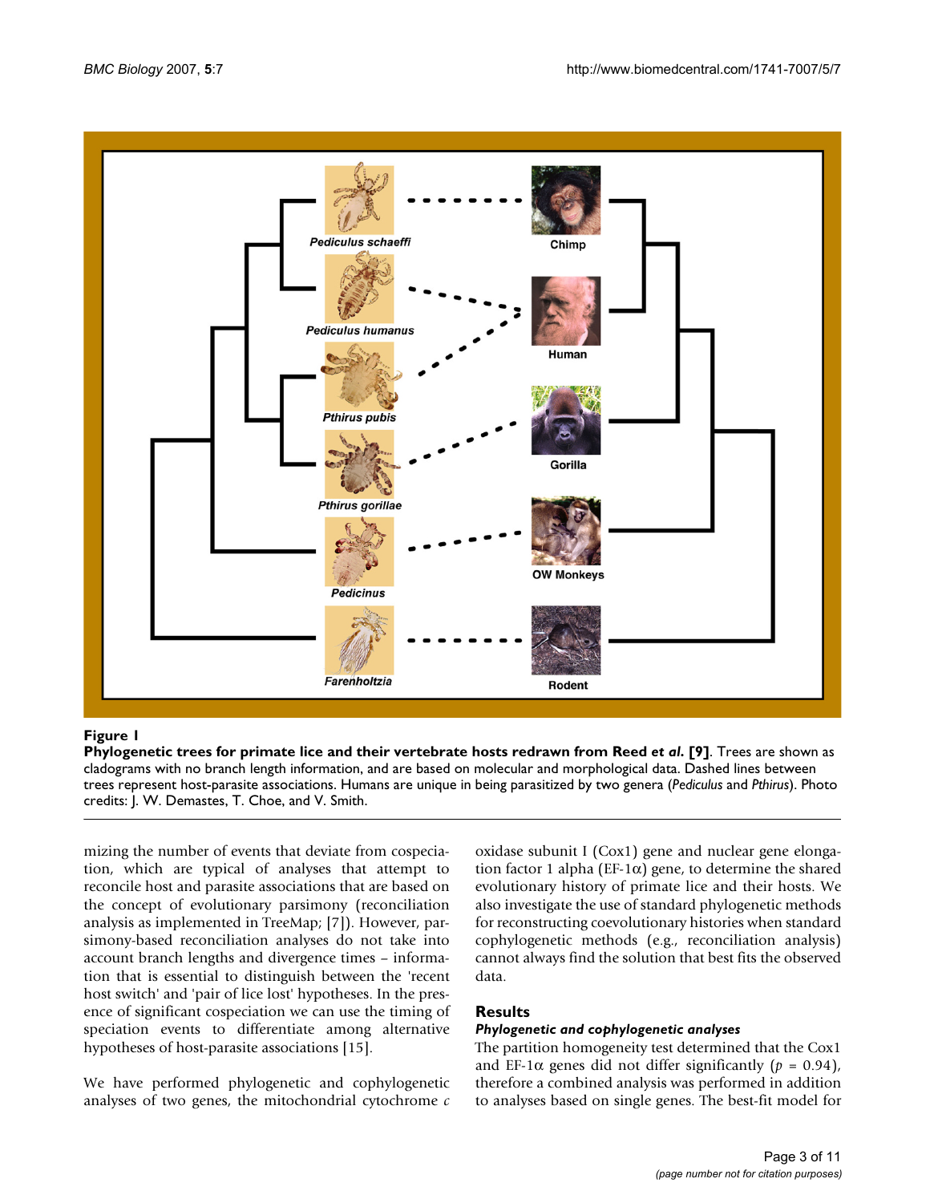**Figure 1**

**Phylogenetic trees for primate lice and their vertebrate hosts redrawn from Reed *et al.* [9]**. Trees are shown as cladograms with no branch length information, and are based on molecular and morphological data. Dashed lines between trees represent host-parasite associations. Humans are unique in being parasitized by two genera (*Pediculus* and *Pthirus*). Photo credits: J. W. Demastes, T. Choe, and V. Smith.

mizing the number of events that deviate from cospeciation, which are typical of analyses that attempt to reconcile host and parasite associations that are based on the concept of evolutionary parsimony (reconciliation analysis as implemented in TreeMap; [7]). However, parsimony-based reconciliation analyses do not take into account branch lengths and divergence times – information that is essential to distinguish between the 'recent host switch' and 'pair of lice lost' hypotheses. In the presence of significant cospeciation we can use the timing of speciation events to differentiate among alternative hypotheses of host-parasite associations [15].

We have performed phylogenetic and cophylogenetic analyses of two genes, the mitochondrial cytochrome *c* oxidase subunit I (Cox1) gene and nuclear gene elongation factor 1 alpha (EF-1α) gene, to determine the shared evolutionary history of primate lice and their hosts. We also investigate the use of standard phylogenetic methods for reconstructing coevolutionary histories when standard cophylogenetic methods (e.g., reconciliation analysis) cannot always find the solution that best fits the observed data.

## Results

### *Phylogenetic and cophylogenetic analyses*

The partition homogeneity test determined that the Cox1 and EF-1α genes did not differ significantly ($p$ = 0.94), therefore a combined analysis was performed in addition to analyses based on single genes. The best-fit model for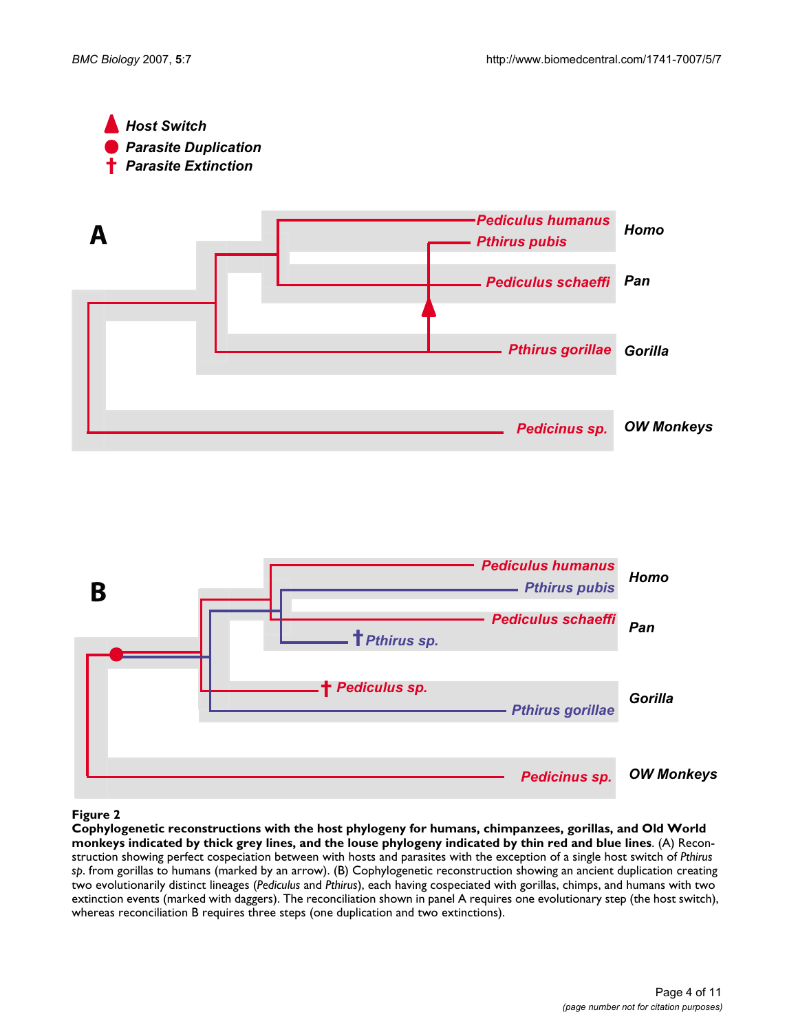**Figure 2**

**Cophylogenetic reconstructions with the host phylogeny for humans, chimpanzees, gorillas, and Old World monkeys indicated by thick grey lines, and the louse phylogeny indicated by thin red and blue lines**. (A) Reconstruction showing perfect cospeciation between with hosts and parasites with the exception of a single host switch of *Pthirus sp*. from gorillas to humans (marked by an arrow). (B) Cophylogenetic reconstruction showing an ancient duplication creating two evolutionarily distinct lineages (*Pediculus* and *Pthirus*), each having cospeciated with gorillas, chimps, and humans with two extinction events (marked with daggers). The reconciliation shown in panel A requires one evolutionary step (the host switch), whereas reconciliation B requires three steps (one duplication and two extinctions).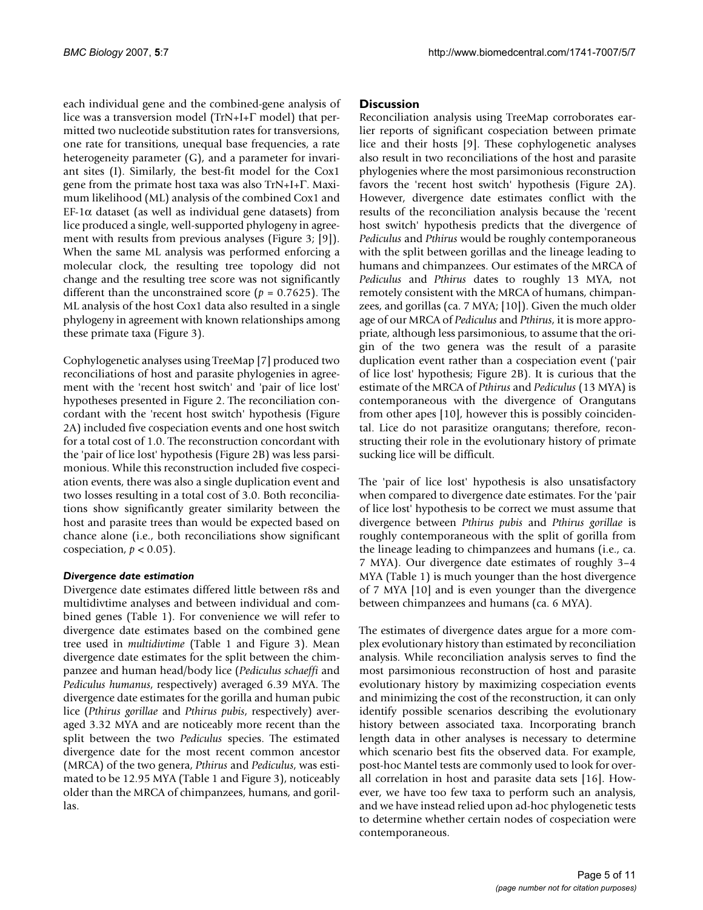each individual gene and the combined-gene analysis of lice was a transversion model (TrN+I+Γ model) that permitted two nucleotide substitution rates for transversions, one rate for transitions, unequal base frequencies, a rate heterogeneity parameter (G), and a parameter for invariant sites (I). Similarly, the best-fit model for the Cox1 gene from the primate host taxa was also TrN+I+Γ. Maximum likelihood (ML) analysis of the combined Cox1 and EF-1α dataset (as well as individual gene datasets) from lice produced a single, well-supported phylogeny in agreement with results from previous analyses (Figure 3; [9]). When the same ML analysis was performed enforcing a molecular clock, the resulting tree topology did not change and the resulting tree score was not significantly different than the unconstrained score ($p = 0.7625$). The ML analysis of the host Cox1 data also resulted in a single phylogeny in agreement with known relationships among these primate taxa (Figure 3).

Cophylogenetic analyses using TreeMap [7] produced two reconciliations of host and parasite phylogenies in agreement with the 'recent host switch' and 'pair of lice lost' hypotheses presented in Figure 2. The reconciliation concordant with the 'recent host switch' hypothesis (Figure 2A) included five cospeciation events and one host switch for a total cost of 1.0. The reconstruction concordant with the 'pair of lice lost' hypothesis (Figure 2B) was less parsimonious. While this reconstruction included five cospeciation events, there was also a single duplication event and two losses resulting in a total cost of 3.0. Both reconciliations show significantly greater similarity between the host and parasite trees than would be expected based on chance alone (i.e., both reconciliations show significant cospeciation, $p < 0.05$).

### *Divergence date estimation*

Divergence date estimates differed little between r8s and multidivtime analyses and between individual and combined genes (Table 1). For convenience we will refer to divergence date estimates based on the combined gene tree used in *multidivtime* (Table 1 and Figure 3). Mean divergence date estimates for the split between the chimpanzee and human head/body lice (*Pediculus schaeffi* and *Pediculus humanus*, respectively) averaged 6.39 MYA. The divergence date estimates for the gorilla and human pubic lice (*Pthirus gorillae* and *Pthirus pubis*, respectively) averaged 3.32 MYA and are noticeably more recent than the split between the two *Pediculus* species. The estimated divergence date for the most recent common ancestor (MRCA) of the two genera, *Pthirus* and *Pediculus*, was estimated to be 12.95 MYA (Table 1 and Figure 3), noticeably older than the MRCA of chimpanzees, humans, and gorillas.

## Discussion

Reconciliation analysis using TreeMap corroborates earlier reports of significant cospeciation between primate lice and their hosts [9]. These cophylogenetic analyses also result in two reconciliations of the host and parasite phylogenies where the most parsimonious reconstruction favors the 'recent host switch' hypothesis (Figure 2A). However, divergence date estimates conflict with the results of the reconciliation analysis because the 'recent host switch' hypothesis predicts that the divergence of *Pediculus* and *Pthirus* would be roughly contemporaneous with the split between gorillas and the lineage leading to humans and chimpanzees. Our estimates of the MRCA of *Pediculus* and *Pthirus* dates to roughly 13 MYA, not remotely consistent with the MRCA of humans, chimpanzees, and gorillas (ca. 7 MYA; [10]). Given the much older age of our MRCA of *Pediculus* and *Pthirus*, it is more appropriate, although less parsimonious, to assume that the origin of the two genera was the result of a parasite duplication event rather than a cospeciation event ('pair of lice lost' hypothesis; Figure 2B). It is curious that the estimate of the MRCA of *Pthirus* and *Pediculus* (13 MYA) is contemporaneous with the divergence of Orangutans from other apes [10], however this is possibly coincidental. Lice do not parasitize orangutans; therefore, reconstructing their role in the evolutionary history of primate sucking lice will be difficult.

The 'pair of lice lost' hypothesis is also unsatisfactory when compared to divergence date estimates. For the 'pair of lice lost' hypothesis to be correct we must assume that divergence between *Pthirus pubis* and *Pthirus gorillae* is roughly contemporaneous with the split of gorilla from the lineage leading to chimpanzees and humans (i.e., ca. 7 MYA). Our divergence date estimates of roughly 3–4 MYA (Table 1) is much younger than the host divergence of 7 MYA [10] and is even younger than the divergence between chimpanzees and humans (ca. 6 MYA).

The estimates of divergence dates argue for a more complex evolutionary history than estimated by reconciliation analysis. While reconciliation analysis serves to find the most parsimonious reconstruction of host and parasite evolutionary history by maximizing cospeciation events and minimizing the cost of the reconstruction, it can only identify possible scenarios describing the evolutionary history between associated taxa. Incorporating branch length data in other analyses is necessary to determine which scenario best fits the observed data. For example, post-hoc Mantel tests are commonly used to look for overall correlation in host and parasite data sets [16]. However, we have too few taxa to perform such an analysis, and we have instead relied upon ad-hoc phylogenetic tests to determine whether certain nodes of cospeciation were contemporaneous.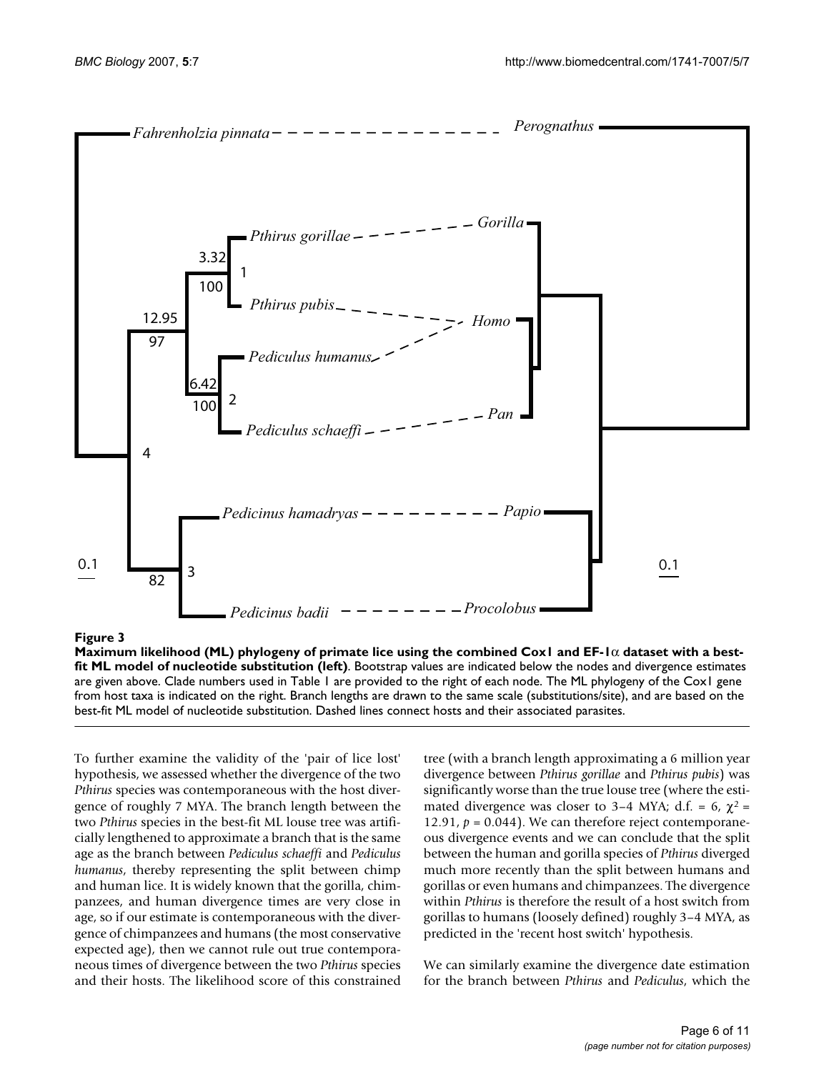**Figure 3**

**Maximum likelihood (ML) phylogeny of primate lice using the combined Cox1 and EF-1α dataset with a best-fit ML model of nucleotide substitution (left)**. Bootstrap values are indicated below the nodes and divergence estimates are given above. Clade numbers used in Table 1 are provided to the right of each node. The ML phylogeny of the Cox1 gene from host taxa is indicated on the right. Branch lengths are drawn to the same scale (substitutions/site), and are based on the best-fit ML model of nucleotide substitution. Dashed lines connect hosts and their associated parasites.

To further examine the validity of the 'pair of lice lost' hypothesis, we assessed whether the divergence of the two *Pthirus* species was contemporaneous with the host divergence of roughly 7 MYA. The branch length between the two *Pthirus* species in the best-fit ML louse tree was artificially lengthened to approximate a branch that is the same age as the branch between *Pediculus schaeffi* and *Pediculus humanus*, thereby representing the split between chimp and human lice. It is widely known that the gorilla, chimpanzees, and human divergence times are very close in age, so if our estimate is contemporaneous with the divergence of chimpanzees and humans (the most conservative expected age), then we cannot rule out true contemporaneous times of divergence between the two *Pthirus* species and their hosts. The likelihood score of this constrained tree (with a branch length approximating a 6 million year divergence between *Pthirus gorillae* and *Pthirus pubis*) was significantly worse than the true louse tree (where the estimated divergence was closer to 3–4 MYA; d.f. = 6, $\chi^2$ = 12.91, $p$ = 0.044). We can therefore reject contemporaneous divergence events and we can conclude that the split between the human and gorilla species of *Pthirus* diverged much more recently than the split between humans and gorillas or even humans and chimpanzees. The divergence within *Pthirus* is therefore the result of a host switch from gorillas to humans (loosely defined) roughly 3–4 MYA, as predicted in the 'recent host switch' hypothesis.

We can similarly examine the divergence date estimation for the branch between *Pthirus* and *Pediculus*, which the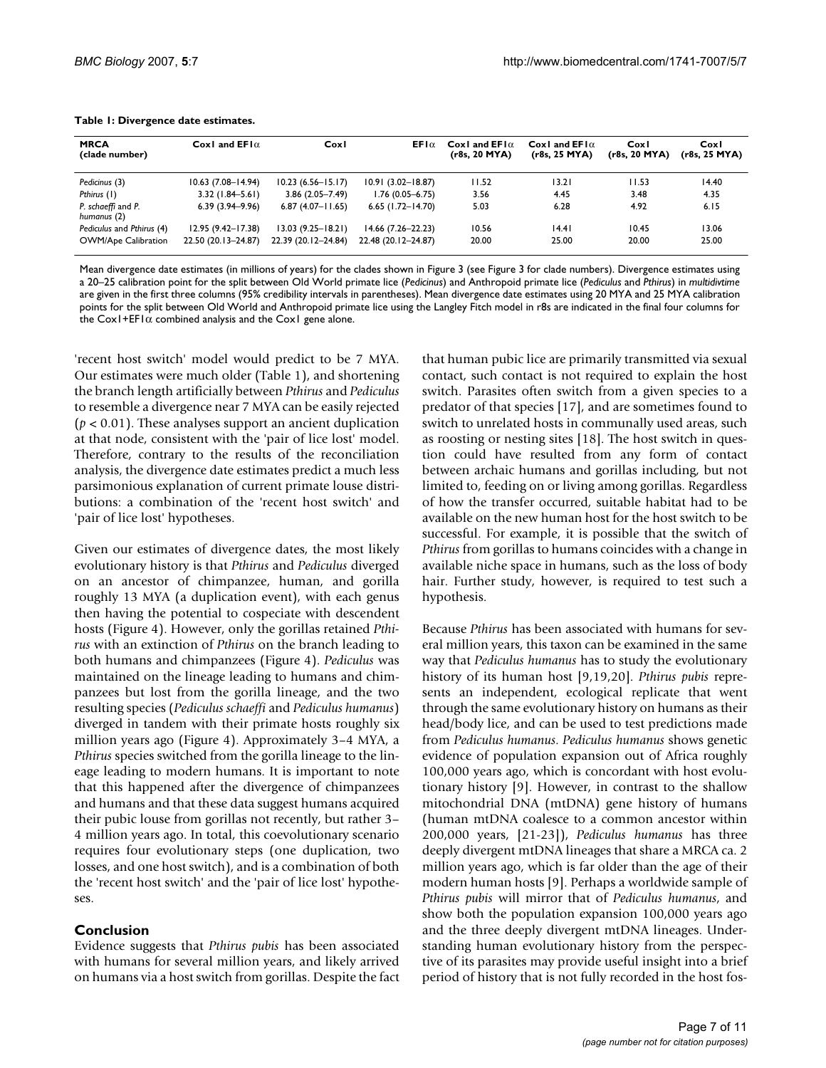**Table 1: Divergence date estimates.**

| MRCA (clade number) | Cox1 and EF1α | Cox1 | EF1α | Cox1 and EF1α (r8s, 20 MYA) | Cox1 and EF1α (r8s, 25 MYA) | Cox1 (r8s, 20 MYA) | Cox1 (r8s, 25 MYA) |
|---|---|---|---|---|---|---|---|
| *Pedicinus* (3) | 10.63 (7.08–14.94) | 10.23 (6.56–15.17) | 10.91 (3.02–18.87) | 11.52 | 13.21 | 11.53 | 14.40 |
| *Pthirus* (1) | 3.32 (1.84–5.61) | 3.86 (2.05–7.49) | 1.76 (0.05–6.75) | 3.56 | 4.45 | 3.48 | 4.35 |
| *P. schaeffi* and *P. humanus* (2) | 6.39 (3.94–9.96) | 6.87 (4.07–11.65) | 6.65 (1.72–14.70) | 5.03 | 6.28 | 4.92 | 6.15 |
| *Pediculus* and *Pthirus* (4) | 12.95 (9.42–17.38) | 13.03 (9.25–18.21) | 14.66 (7.26–22.23) | 10.56 | 14.41 | 10.45 | 13.06 |
| OWM/Ape Calibration | 22.50 (20.13–24.87) | 22.39 (20.12–24.84) | 22.48 (20.12–24.87) | 20.00 | 25.00 | 20.00 | 25.00 |

Mean divergence date estimates (in millions of years) for the clades shown in Figure 3 (see Figure 3 for clade numbers). Divergence estimates using a 20–25 calibration point for the split between Old World primate lice (*Pedicinus*) and Anthropoid primate lice (*Pediculus* and *Pthirus*) in *multidivtime* are given in the first three columns (95% credibility intervals in parentheses). Mean divergence date estimates using 20 MYA and 25 MYA calibration points for the split between Old World and Anthropoid primate lice using the Langley Fitch model in r8s are indicated in the final four columns for the Cox1+EF1α combined analysis and the Cox1 gene alone.

'recent host switch' model would predict to be 7 MYA. Our estimates were much older (Table 1), and shortening the branch length artificially between *Pthirus* and *Pediculus* to resemble a divergence near 7 MYA can be easily rejected ($p < 0.01$). These analyses support an ancient duplication at that node, consistent with the 'pair of lice lost' model. Therefore, contrary to the results of the reconciliation analysis, the divergence date estimates predict a much less parsimonious explanation of current primate louse distributions: a combination of the 'recent host switch' and 'pair of lice lost' hypotheses.

Given our estimates of divergence dates, the most likely evolutionary history is that *Pthirus* and *Pediculus* diverged on an ancestor of chimpanzee, human, and gorilla roughly 13 MYA (a duplication event), with each genus then having the potential to cospeciate with descendent hosts (Figure 4). However, only the gorillas retained *Pthirus* with an extinction of *Pthirus* on the branch leading to both humans and chimpanzees (Figure 4). *Pediculus* was maintained on the lineage leading to humans and chimpanzees but lost from the gorilla lineage, and the two resulting species (*Pediculus schaeffi* and *Pediculus humanus*) diverged in tandem with their primate hosts roughly six million years ago (Figure 4). Approximately 3–4 MYA, a *Pthirus* species switched from the gorilla lineage to the lineage leading to modern humans. It is important to note that this happened after the divergence of chimpanzees and humans and that these data suggest humans acquired their pubic louse from gorillas not recently, but rather 3–4 million years ago. In total, this coevolutionary scenario requires four evolutionary steps (one duplication, two losses, and one host switch), and is a combination of both the 'recent host switch' and the 'pair of lice lost' hypotheses.

## Conclusion

Evidence suggests that *Pthirus pubis* has been associated with humans for several million years, and likely arrived on humans via a host switch from gorillas. Despite the fact that human pubic lice are primarily transmitted via sexual contact, such contact is not required to explain the host switch. Parasites often switch from a given species to a predator of that species [17], and are sometimes found to switch to unrelated hosts in communally used areas, such as roosting or nesting sites [18]. The host switch in question could have resulted from any form of contact between archaic humans and gorillas including, but not limited to, feeding on or living among gorillas. Regardless of how the transfer occurred, suitable habitat had to be available on the new human host for the host switch to be successful. For example, it is possible that the switch of *Pthirus* from gorillas to humans coincides with a change in available niche space in humans, such as the loss of body hair. Further study, however, is required to test such a hypothesis.

Because *Pthirus* has been associated with humans for several million years, this taxon can be examined in the same way that *Pediculus humanus* has to study the evolutionary history of its human host [9,19,20]. *Pthirus pubis* represents an independent, ecological replicate that went through the same evolutionary history on humans as their head/body lice, and can be used to test predictions made from *Pediculus humanus*. *Pediculus humanus* shows genetic evidence of population expansion out of Africa roughly 100,000 years ago, which is concordant with host evolutionary history [9]. However, in contrast to the shallow mitochondrial DNA (mtDNA) gene history of humans (human mtDNA coalesce to a common ancestor within 200,000 years, [21-23]), *Pediculus humanus* has three deeply divergent mtDNA lineages that share a MRCA ca. 2 million years ago, which is far older than the age of their modern human hosts [9]. Perhaps a worldwide sample of *Pthirus pubis* will mirror that of *Pediculus humanus*, and show both the population expansion 100,000 years ago and the three deeply divergent mtDNA lineages. Understanding human evolutionary history from the perspective of its parasites may provide useful insight into a brief period of history that is not fully recorded in the host fos-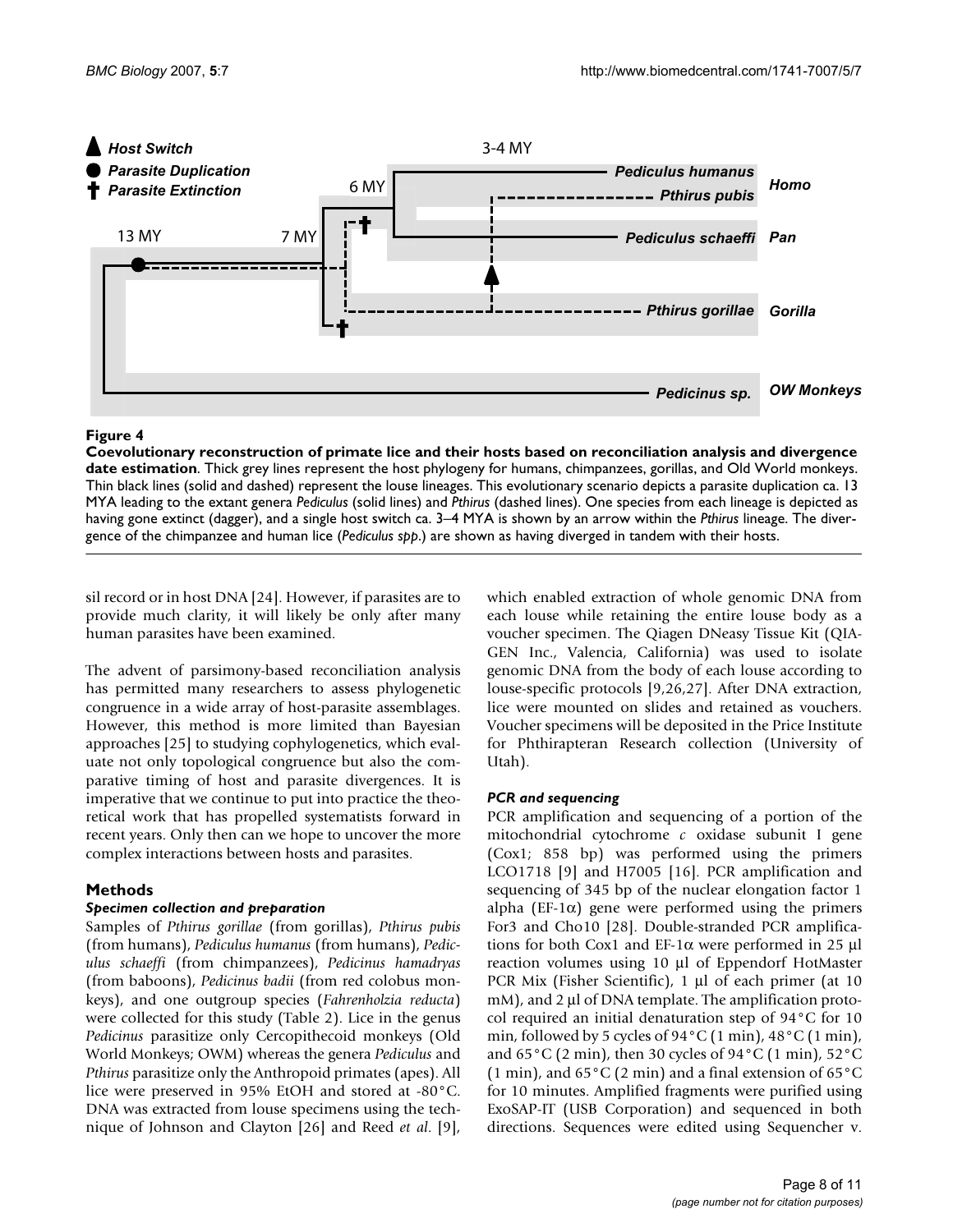**Figure 4**

**Coevolutionary reconstruction of primate lice and their hosts based on reconciliation analysis and divergence date estimation**. Thick grey lines represent the host phylogeny for humans, chimpanzees, gorillas, and Old World monkeys. Thin black lines (solid and dashed) represent the louse lineages. This evolutionary scenario depicts a parasite duplication ca. 13 MYA leading to the extant genera *Pediculus* (solid lines) and *Pthirus* (dashed lines). One species from each lineage is depicted as having gone extinct (dagger), and a single host switch ca. 3–4 MYA is shown by an arrow within the *Pthirus* lineage. The divergence of the chimpanzee and human lice (*Pediculus spp.*) are shown as having diverged in tandem with their hosts.

sil record or in host DNA [24]. However, if parasites are to provide much clarity, it will likely be only after many human parasites have been examined.

The advent of parsimony-based reconciliation analysis has permitted many researchers to assess phylogenetic congruence in a wide array of host-parasite assemblages. However, this method is more limited than Bayesian approaches [25] to studying cophylogenetics, which evaluate not only topological congruence but also the comparative timing of host and parasite divergences. It is imperative that we continue to put into practice the theoretical work that has propelled systematists forward in recent years. Only then can we hope to uncover the more complex interactions between hosts and parasites.

## Methods

### *Specimen collection and preparation*

Samples of *Pthirus gorillae* (from gorillas), *Pthirus pubis* (from humans), *Pediculus humanus* (from humans), *Pediculus schaeffi* (from chimpanzees), *Pedicinus hamadryas* (from baboons), *Pedicinus badii* (from red colobus monkeys), and one outgroup species (*Fahrenholzia reducta*) were collected for this study (Table 2). Lice in the genus *Pedicinus* parasitize only Cercopithecoid monkeys (Old World Monkeys; OWM) whereas the genera *Pediculus* and *Pthirus* parasitize only the Anthropoid primates (apes). All lice were preserved in 95% EtOH and stored at -80°C. DNA was extracted from louse specimens using the technique of Johnson and Clayton [26] and Reed *et al*. [9], which enabled extraction of whole genomic DNA from each louse while retaining the entire louse body as a voucher specimen. The Qiagen DNeasy Tissue Kit (QIAGEN Inc., Valencia, California) was used to isolate genomic DNA from the body of each louse according to louse-specific protocols [9,26,27]. After DNA extraction, lice were mounted on slides and retained as vouchers. Voucher specimens will be deposited in the Price Institute for Phthirapteran Research collection (University of Utah).

### *PCR and sequencing*

PCR amplification and sequencing of a portion of the mitochondrial cytochrome *c* oxidase subunit I gene (Cox1; 858 bp) was performed using the primers LCO1718 [9] and H7005 [16]. PCR amplification and sequencing of 345 bp of the nuclear elongation factor 1 alpha (EF-1$\alpha$) gene were performed using the primers For3 and Cho10 [28]. Double-stranded PCR amplifications for both Cox1 and EF-1$\alpha$ were performed in 25 µl reaction volumes using 10 µl of Eppendorf HotMaster PCR Mix (Fisher Scientific), 1 µl of each primer (at 10 mM), and 2 µl of DNA template. The amplification protocol required an initial denaturation step of 94°C for 10 min, followed by 5 cycles of 94°C (1 min), 48°C (1 min), and 65°C (2 min), then 30 cycles of 94°C (1 min), 52°C (1 min), and 65°C (2 min) and a final extension of 65°C for 10 minutes. Amplified fragments were purified using ExoSAP-IT (USB Corporation) and sequenced in both directions. Sequences were edited using Sequencher v.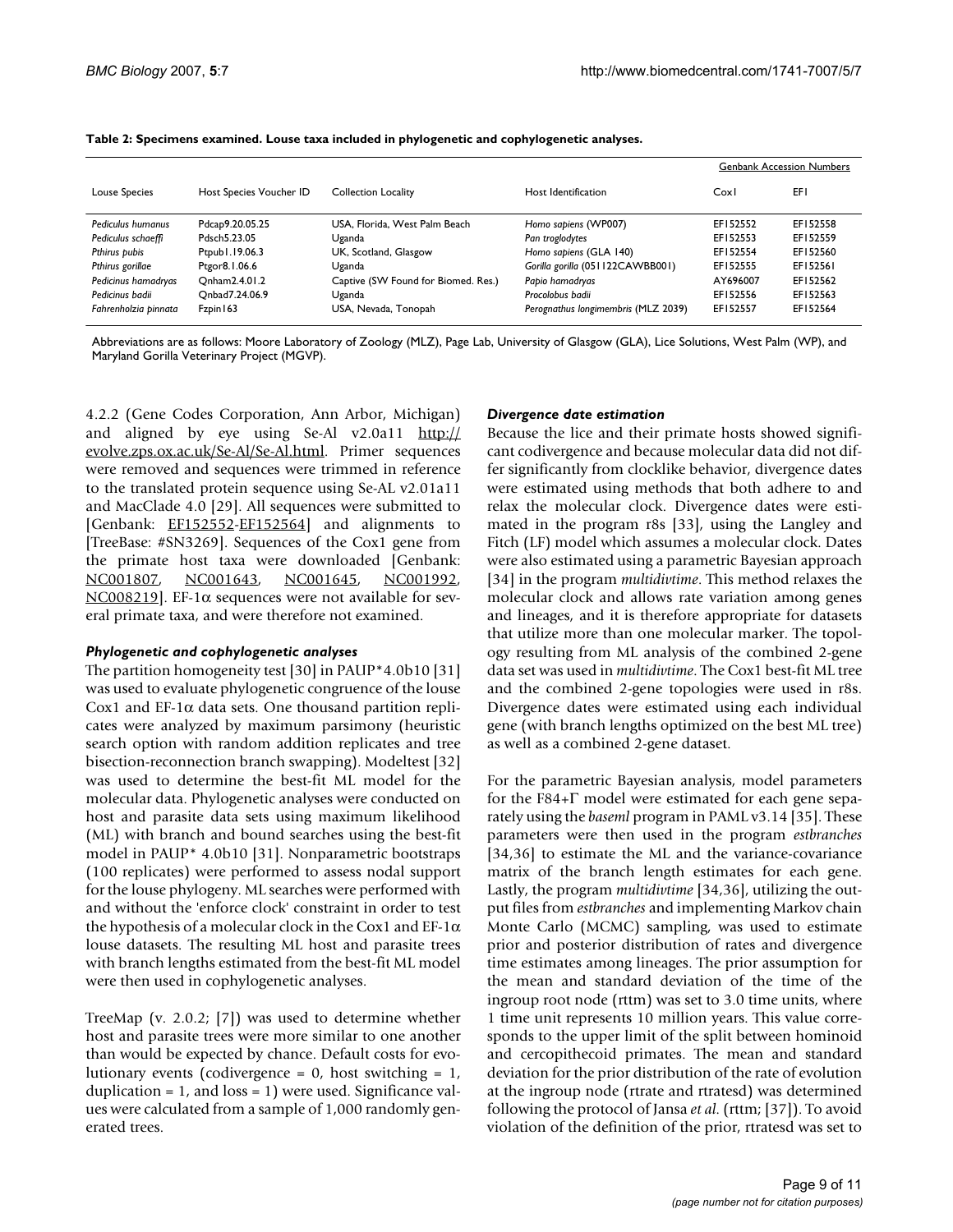**Table 2: Specimens examined. Louse taxa included in phylogenetic and cophylogenetic analyses.**

| | | | | Genbank Accession Numbers | |
|---|---|---|---|---|---|
| Louse Species | Host Species Voucher ID | Collection Locality | Host Identification | CoxI | EFI |
| *Pediculus humanus* | Pdcap9.20.05.25 | USA, Florida, West Palm Beach | *Homo sapiens* (WP007) | EF152552 | EF152558 |
| *Pediculus schaeffi* | Pdsch5.23.05 | Uganda | *Pan troglodytes* | EF152553 | EF152559 |
| *Pthirus pubis* | Ptpub1.19.06.3 | UK, Scotland, Glasgow | *Homo sapiens* (GLA 140) | EF152554 | EF152560 |
| *Pthirus gorillae* | Ptgor8.1.06.6 | Uganda | *Gorilla gorilla* (051122CAWBB001) | EF152555 | EF152561 |
| *Pedicinus hamadryas* | Qnham2.4.01.2 | Captive (SW Found for Biomed. Res.) | *Papio hamadryas* | AY696007 | EF152562 |
| *Pedicinus badii* | Qnbad7.24.06.9 | Uganda | *Procolobus badii* | EF152556 | EF152563 |
| *Fahrenholzia pinnata* | Fzpin163 | USA, Nevada, Tonopah | *Perognathus longimembris* (MLZ 2039) | EF152557 | EF152564 |

Abbreviations are as follows: Moore Laboratory of Zoology (MLZ), Page Lab, University of Glasgow (GLA), Lice Solutions, West Palm (WP), and Maryland Gorilla Veterinary Project (MGVP).

4.2.2 (Gene Codes Corporation, Ann Arbor, Michigan) and aligned by eye using Se-Al v2.0a11 http://evolve.zps.ox.ac.uk/Se-Al/Se-Al.html. Primer sequences were removed and sequences were trimmed in reference to the translated protein sequence using Se-AL v2.01a11 and MacClade 4.0 [29]. All sequences were submitted to [Genbank: EF152552-EF152564] and alignments to [TreeBase: #SN3269]. Sequences of the Cox1 gene from the primate host taxa were downloaded [Genbank: NC001807, NC001643, NC001645, NC001992, NC008219]. EF-1α sequences were not available for several primate taxa, and were therefore not examined.

### *Phylogenetic and cophylogenetic analyses*

The partition homogeneity test [30] in PAUP*4.0b10 [31] was used to evaluate phylogenetic congruence of the louse Cox1 and EF-1α data sets. One thousand partition replicates were analyzed by maximum parsimony (heuristic search option with random addition replicates and tree bisection-reconnection branch swapping). Modeltest [32] was used to determine the best-fit ML model for the molecular data. Phylogenetic analyses were conducted on host and parasite data sets using maximum likelihood (ML) with branch and bound searches using the best-fit model in PAUP* 4.0b10 [31]. Nonparametric bootstraps (100 replicates) were performed to assess nodal support for the louse phylogeny. ML searches were performed with and without the 'enforce clock' constraint in order to test the hypothesis of a molecular clock in the Cox1 and EF-1α louse datasets. The resulting ML host and parasite trees with branch lengths estimated from the best-fit ML model were then used in cophylogenetic analyses.

TreeMap (v. 2.0.2; [7]) was used to determine whether host and parasite trees were more similar to one another than would be expected by chance. Default costs for evolutionary events (codivergence = 0, host switching = 1, duplication = 1, and loss = 1) were used. Significance values were calculated from a sample of 1,000 randomly generated trees.

### *Divergence date estimation*

Because the lice and their primate hosts showed significant codivergence and because molecular data did not differ significantly from clocklike behavior, divergence dates were estimated using methods that both adhere to and relax the molecular clock. Divergence dates were estimated in the program r8s [33], using the Langley and Fitch (LF) model which assumes a molecular clock. Dates were also estimated using a parametric Bayesian approach [34] in the program *multidivtime*. This method relaxes the molecular clock and allows rate variation among genes and lineages, and it is therefore appropriate for datasets that utilize more than one molecular marker. The topology resulting from ML analysis of the combined 2-gene data set was used in *multidivtime*. The Cox1 best-fit ML tree and the combined 2-gene topologies were used in r8s. Divergence dates were estimated using each individual gene (with branch lengths optimized on the best ML tree) as well as a combined 2-gene dataset.

For the parametric Bayesian analysis, model parameters for the F84+Γ model were estimated for each gene separately using the *baseml* program in PAML v3.14 [35]. These parameters were then used in the program *estbranches* [34,36] to estimate the ML and the variance-covariance matrix of the branch length estimates for each gene. Lastly, the program *multidivtime* [34,36], utilizing the output files from *estbranches* and implementing Markov chain Monte Carlo (MCMC) sampling, was used to estimate prior and posterior distribution of rates and divergence time estimates among lineages. The prior assumption for the mean and standard deviation of the time of the ingroup root node (rttm) was set to 3.0 time units, where 1 time unit represents 10 million years. This value corresponds to the upper limit of the split between hominoid and cercopithecoid primates. The mean and standard deviation for the prior distribution of the rate of evolution at the ingroup node (rtrate and rtratesd) was determined following the protocol of Jansa *et al.* (rttm; [37]). To avoid violation of the definition of the prior, rtratesd was set to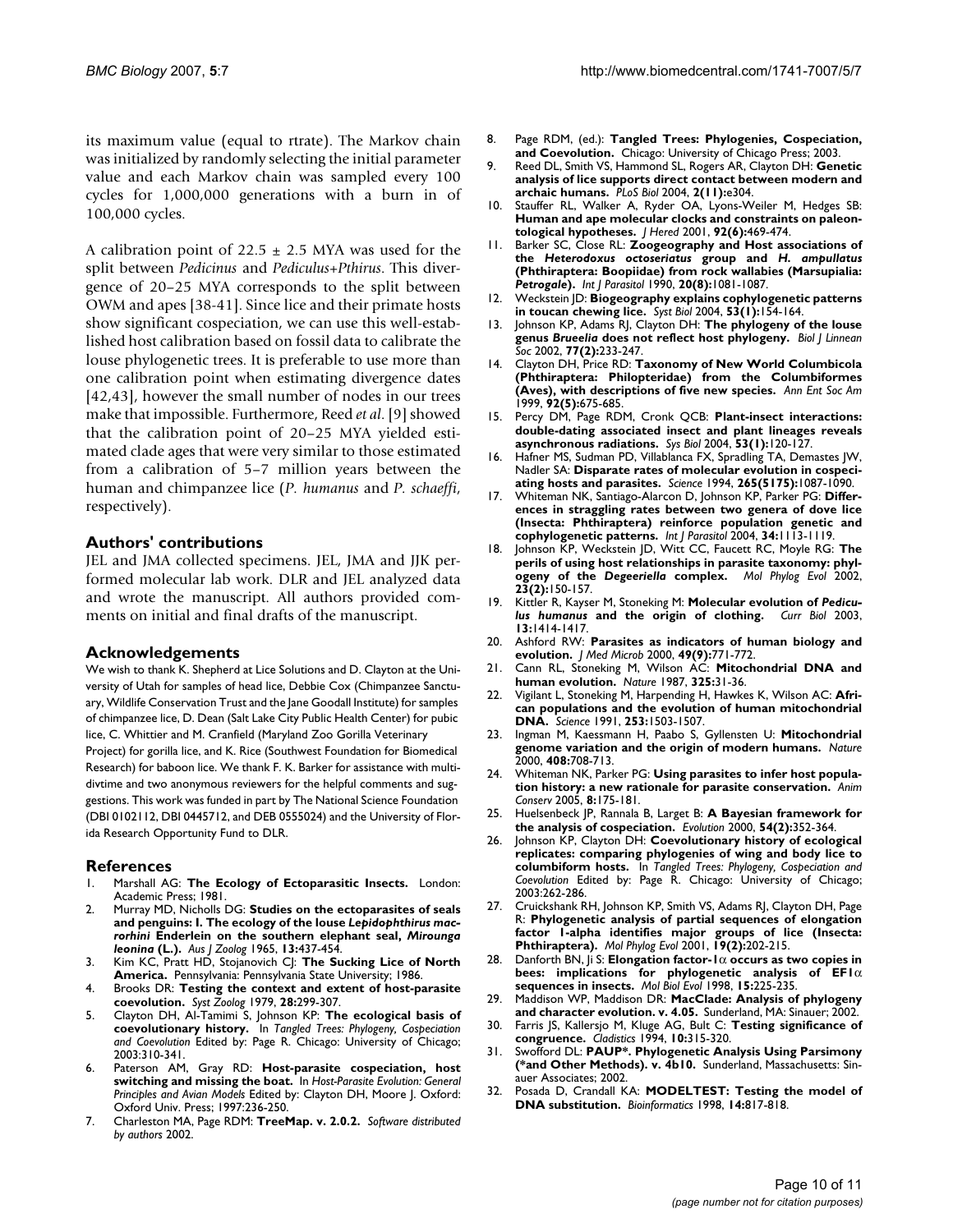its maximum value (equal to rtrate). The Markov chain was initialized by randomly selecting the initial parameter value and each Markov chain was sampled every 100 cycles for 1,000,000 generations with a burn in of 100,000 cycles.

A calibration point of 22.5 ± 2.5 MYA was used for the split between *Pedicinus* and *Pediculus+Pthirus*. This divergence of 20–25 MYA corresponds to the split between OWM and apes [38-41]. Since lice and their primate hosts show significant cospeciation, we can use this well-established host calibration based on fossil data to calibrate the louse phylogenetic trees. It is preferable to use more than one calibration point when estimating divergence dates [42,43], however the small number of nodes in our trees make that impossible. Furthermore, Reed *et al*. [9] showed that the calibration point of 20–25 MYA yielded estimated clade ages that were very similar to those estimated from a calibration of 5–7 million years between the human and chimpanzee lice (*P. humanus* and *P. schaeffi*, respectively).

## Authors' contributions

JEL and JMA collected specimens. JEL, JMA and JJK performed molecular lab work. DLR and JEL analyzed data and wrote the manuscript. All authors provided comments on initial and final drafts of the manuscript.

## Acknowledgements

We wish to thank K. Shepherd at Lice Solutions and D. Clayton at the University of Utah for samples of head lice, Debbie Cox (Chimpanzee Sanctuary, Wildlife Conservation Trust and the Jane Goodall Institute) for samples of chimpanzee lice, D. Dean (Salt Lake City Public Health Center) for pubic lice, C. Whittier and M. Cranfield (Maryland Zoo Gorilla Veterinary Project) for gorilla lice, and K. Rice (Southwest Foundation for Biomedical Research) for baboon lice. We thank F. K. Barker for assistance with multidivtime and two anonymous reviewers for the helpful comments and suggestions. This work was funded in part by The National Science Foundation (DBI 0102112, DBI 0445712, and DEB 0555024) and the University of Florida Research Opportunity Fund to DLR.

## References

1. Marshall AG: **The Ecology of Ectoparasitic Insects.** London: Academic Press; 1981.
2. Murray MD, Nicholls DG: **Studies on the ectoparasites of seals and penguins: I. The ecology of the louse *Lepidophthirus macrorhini* Enderlein on the southern elephant seal, *Mirounga leonina* (L.).** *Aus J Zoolog* 1965, **13:**437-454.
3. Kim KC, Pratt HD, Stojanovich CJ: **The Sucking Lice of North America.** Pennsylvania: Pennsylvania State University; 1986.
4. Brooks DR: **Testing the context and extent of host-parasite coevolution.** *Syst Zoolog* 1979, **28:**299-307.
5. Clayton DH, Al-Tamimi S, Johnson KP: **The ecological basis of coevolutionary history.** In *Tangled Trees: Phylogeny, Cospeciation and Coevolution* Edited by: Page R. Chicago: University of Chicago; 2003:310-341.
6. Paterson AM, Gray RD: **Host-parasite cospeciation, host switching and missing the boat.** In *Host-Parasite Evolution: General Principles and Avian Models* Edited by: Clayton DH, Moore J. Oxford: Oxford Univ. Press; 1997:236-250.
7. Charleston MA, Page RDM: **TreeMap. v. 2.0.2.** *Software distributed by authors* 2002.
8. Page RDM, (ed.): **Tangled Trees: Phylogenies, Cospeciation, and Coevolution.** Chicago: University of Chicago Press; 2003.
9. Reed DL, Smith VS, Hammond SL, Rogers AR, Clayton DH: **Genetic analysis of lice supports direct contact between modern and archaic humans.** *PLoS Biol* 2004, **2(11):**e304.
10. Stauffer RL, Walker A, Ryder OA, Lyons-Weiler M, Hedges SB: **Human and ape molecular clocks and constraints on paleontological hypotheses.** *J Hered* 2001, **92(6):**469-474.
11. Barker SC, Close RL: **Zoogeography and Host associations of the *Heterodoxus octoseriatus* group and *H. ampullatus* (Phthiraptera: Boopiidae) from rock wallabies (Marsupialia: *Petrogale*).** *Int J Parasitol* 1990, **20(8):**1081-1087.
12. Weckstein JD: **Biogeography explains cophylogenetic patterns in toucan chewing lice.** *Syst Biol* 2004, **53(1):**154-164.
13. Johnson KP, Adams RJ, Clayton DH: **The phylogeny of the louse genus *Brueelia* does not reflect host phylogeny.** *Biol J Linnean Soc* 2002, **77(2):**233-247.
14. Clayton DH, Price RD: **Taxonomy of New World Columbicola (Phthiraptera: Philopteridae) from the Columbiformes (Aves), with descriptions of five new species.** *Ann Ent Soc Am* 1999, **92(5):**675-685.
15. Percy DM, Page RDM, Cronk QCB: **Plant-insect interactions: double-dating associated insect and plant lineages reveals asynchronous radiations.** *Sys Biol* 2004, **53(1):**120-127.
16. Hafner MS, Sudman PD, Villablanca FX, Spradling TA, Demastes JW, Nadler SA: **Disparate rates of molecular evolution in cospeciating hosts and parasites.** *Science* 1994, **265(5175):**1087-1090.
17. Whiteman NK, Santiago-Alarcon D, Johnson KP, Parker PG: **Differences in straggling rates between two genera of dove lice (Insecta: Phthiraptera) reinforce population genetic and cophylogenetic patterns.** *Int J Parasitol* 2004, **34:**1113-1119.
18. Johnson KP, Weckstein JD, Witt CC, Faucett RC, Moyle RG: **The perils of using host relationships in parasite taxonomy: phylogeny of the *Degeeriella* complex.** *Mol Phylog Evol* 2002, **23(2):**150-157.
19. Kittler R, Kayser M, Stoneking M: **Molecular evolution of *Pediculus humanus* and the origin of clothing.** *Curr Biol* 2003, **13:**1414-1417.
20. Ashford RW: **Parasites as indicators of human biology and evolution.** *J Med Microb* 2000, **49(9):**771-772.
21. Cann RL, Stoneking M, Wilson AC: **Mitochondrial DNA and human evolution.** *Nature* 1987, **325:**31-36.
22. Vigilant L, Stoneking M, Harpending H, Hawkes K, Wilson AC: **African populations and the evolution of human mitochondrial DNA.** *Science* 1991, **253:**1503-1507.
23. Ingman M, Kaessmann H, Paabo S, Gyllensten U: **Mitochondrial genome variation and the origin of modern humans.** *Nature* 2000, **408:**708-713.
24. Whiteman NK, Parker PG: **Using parasites to infer host population history: a new rationale for parasite conservation.** *Anim Conserv* 2005, **8:**175-181.
25. Huelsenbeck JP, Rannala B, Larget B: **A Bayesian framework for the analysis of cospeciation.** *Evolution* 2000, **54(2):**352-364.
26. Johnson KP, Clayton DH: **Coevolutionary history of ecological replicates: comparing phylogenies of wing and body lice to columbiform hosts.** In *Tangled Trees: Phylogeny, Cospeciation and Coevolution* Edited by: Page R. Chicago: University of Chicago; 2003:262-286.
27. Cruickshank RH, Johnson KP, Smith VS, Adams RJ, Clayton DH, Page R: **Phylogenetic analysis of partial sequences of elongation factor 1-alpha identifies major groups of lice (Insecta: Phthiraptera).** *Mol Phylog Evol* 2001, **19(2):**202-215.
28. Danforth BN, Ji S: **Elongation factor-1α occurs as two copies in bees: implications for phylogenetic analysis of EF1α sequences in insects.** *Mol Biol Evol* 1998, **15:**225-235.
29. Maddison WP, Maddison DR: **MacClade: Analysis of phylogeny and character evolution. v. 4.05.** Sunderland, MA: Sinauer; 2002.
30. Farris JS, Kallersjo M, Kluge AG, Bult C: **Testing significance of congruence.** *Cladistics* 1994, **10:**315-320.
31. Swofford DL: **PAUP\*. Phylogenetic Analysis Using Parsimony (\*and Other Methods). v. 4b10.** Sunderland, Massachusetts: Sinauer Associates; 2002.
32. Posada D, Crandall KA: **MODELTEST: Testing the model of DNA substitution.** *Bioinformatics* 1998, **14:**817-818.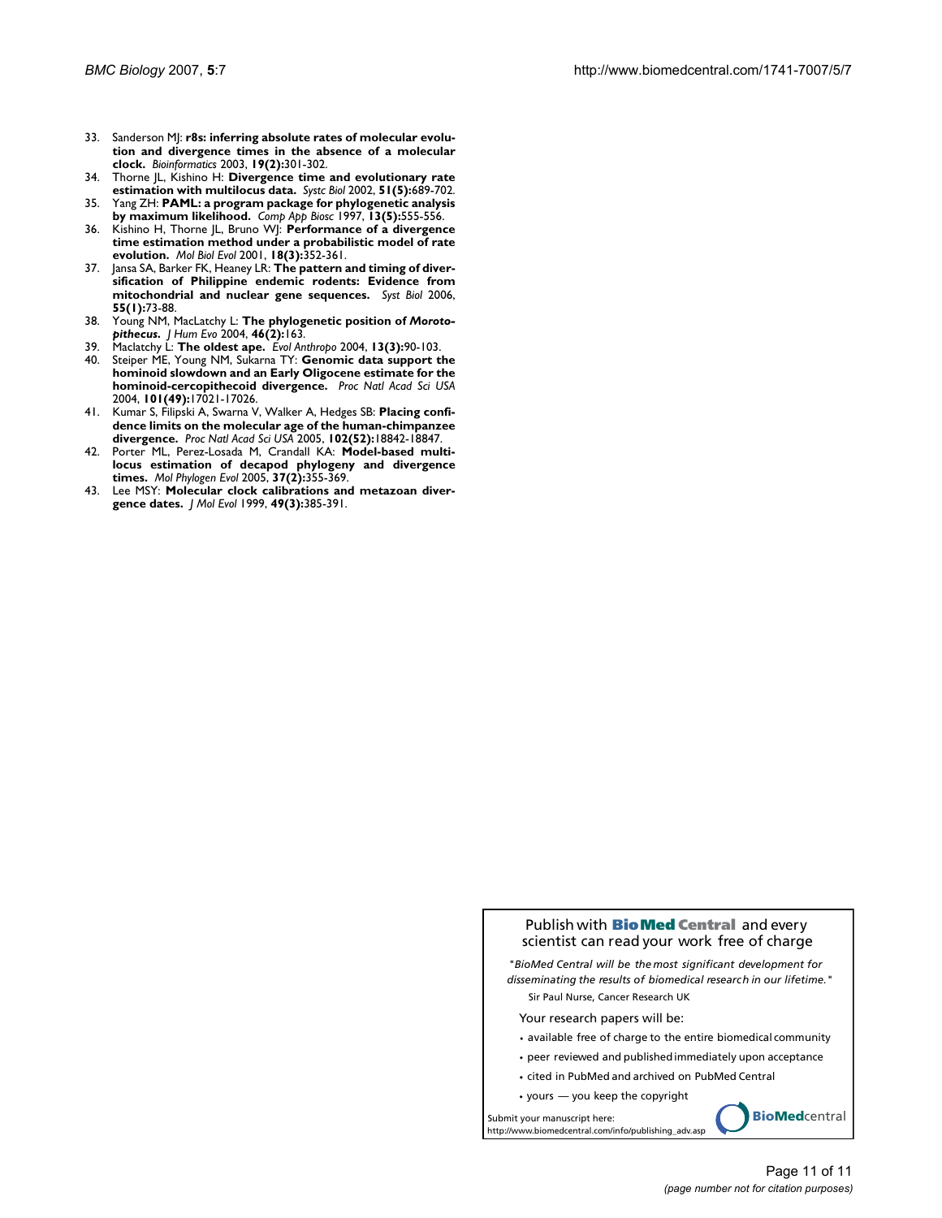33. Sanderson MJ: **r8s: inferring absolute rates of molecular evolution and divergence times in the absence of a molecular clock.** *Bioinformatics* 2003, **19(2):**301-302.
34. Thorne JL, Kishino H: **Divergence time and evolutionary rate estimation with multilocus data.** *Systc Biol* 2002, **51(5):**689-702.
35. Yang ZH: **PAML: a program package for phylogenetic analysis by maximum likelihood.** *Comp App Biosc* 1997, **13(5):**555-556.
36. Kishino H, Thorne JL, Bruno WJ: **Performance of a divergence time estimation method under a probabilistic model of rate evolution.** *Mol Biol Evol* 2001, **18(3):**352-361.
37. Jansa SA, Barker FK, Heaney LR: **The pattern and timing of diversification of Philippine endemic rodents: Evidence from mitochondrial and nuclear gene sequences.** *Syst Biol* 2006, **55(1):**73-88.
38. Young NM, MacLatchy L: **The phylogenetic position of *Morotopithecus*.** *J Hum Evo* 2004, **46(2):**163.
39. Maclatchy L: **The oldest ape.** *Evol Anthropo* 2004, **13(3):**90-103.
40. Steiper ME, Young NM, Sukarna TY: **Genomic data support the hominoid slowdown and an Early Oligocene estimate for the hominoid-cercopithecoid divergence.** *Proc Natl Acad Sci USA* 2004, **101(49):**17021-17026.
41. Kumar S, Filipski A, Swarna V, Walker A, Hedges SB: **Placing confidence limits on the molecular age of the human-chimpanzee divergence.** *Proc Natl Acad Sci USA* 2005, **102(52):**18842-18847.
42. Porter ML, Perez-Losada M, Crandall KA: **Model-based multi-locus estimation of decapod phylogeny and divergence times.** *Mol Phylogen Evol* 2005, **37(2):**355-369.
43. Lee MSY: **Molecular clock calibrations and metazoan divergence dates.** *J Mol Evol* 1999, **49(3):**385-391.

Publish with **BioMed Central** and every scientist can read your work free of charge

*"BioMed Central will be the most significant development for disseminating the results of biomedical research in our lifetime."*
Sir Paul Nurse, Cancer Research UK

Your research papers will be:

- available free of charge to the entire biomedical community
- peer reviewed and published immediately upon acceptance
- cited in PubMed and archived on PubMed Central
- yours — you keep the copyright

Submit your manuscript here:
http://www.biomedcentral.com/info/publishing_adv.asp

**BioMed**central